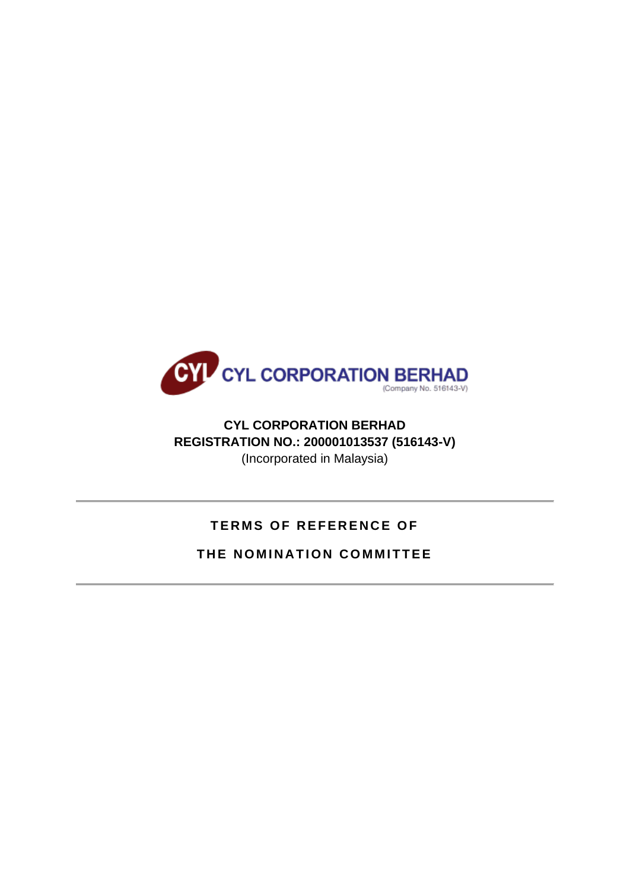CYL CORPORATION BERHAD
(Company No. 516143-V)

**CYL CORPORATION BERHAD**
**REGISTRATION NO.: 200001013537 (516143-V)**
(Incorporated in Malaysia)

---

# TERMS OF REFERENCE OF THE NOMINATION COMMITTEE

---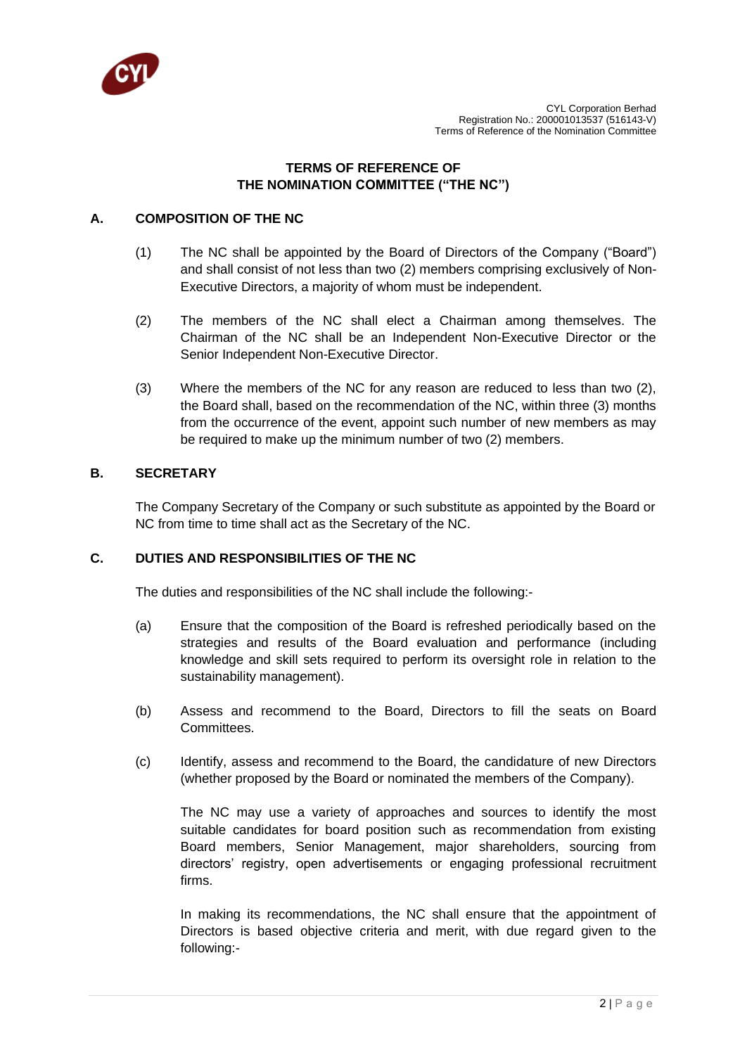**TERMS OF REFERENCE OF**
**THE NOMINATION COMMITTEE ("THE NC")**

## A. COMPOSITION OF THE NC

(1) The NC shall be appointed by the Board of Directors of the Company ("Board") and shall consist of not less than two (2) members comprising exclusively of Non-Executive Directors, a majority of whom must be independent.

(2) The members of the NC shall elect a Chairman among themselves. The Chairman of the NC shall be an Independent Non-Executive Director or the Senior Independent Non-Executive Director.

(3) Where the members of the NC for any reason are reduced to less than two (2), the Board shall, based on the recommendation of the NC, within three (3) months from the occurrence of the event, appoint such number of new members as may be required to make up the minimum number of two (2) members.

## B. SECRETARY

The Company Secretary of the Company or such substitute as appointed by the Board or NC from time to time shall act as the Secretary of the NC.

## C. DUTIES AND RESPONSIBILITIES OF THE NC

The duties and responsibilities of the NC shall include the following:-

(a) Ensure that the composition of the Board is refreshed periodically based on the strategies and results of the Board evaluation and performance (including knowledge and skill sets required to perform its oversight role in relation to the sustainability management).

(b) Assess and recommend to the Board, Directors to fill the seats on Board Committees.

(c) Identify, assess and recommend to the Board, the candidature of new Directors (whether proposed by the Board or nominated the members of the Company).

The NC may use a variety of approaches and sources to identify the most suitable candidates for board position such as recommendation from existing Board members, Senior Management, major shareholders, sourcing from directors' registry, open advertisements or engaging professional recruitment firms.

In making its recommendations, the NC shall ensure that the appointment of Directors is based objective criteria and merit, with due regard given to the following:-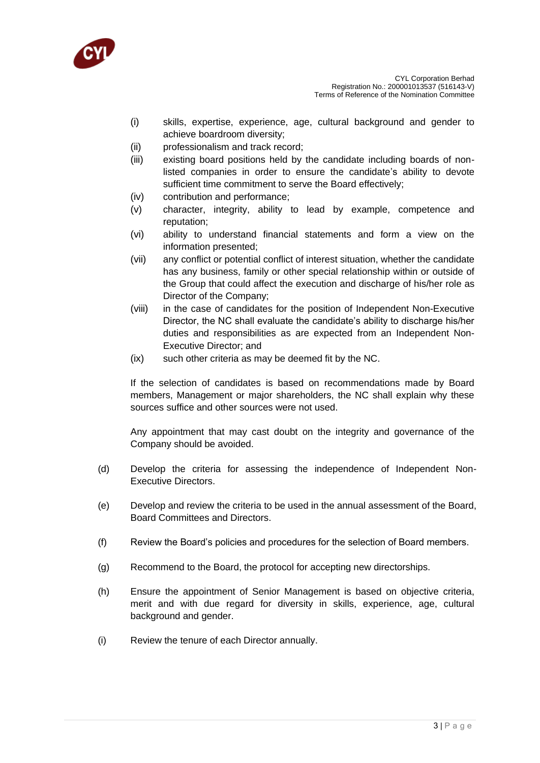(i) skills, expertise, experience, age, cultural background and gender to achieve boardroom diversity;
(ii) professionalism and track record;
(iii) existing board positions held by the candidate including boards of non-listed companies in order to ensure the candidate's ability to devote sufficient time commitment to serve the Board effectively;
(iv) contribution and performance;
(v) character, integrity, ability to lead by example, competence and reputation;
(vi) ability to understand financial statements and form a view on the information presented;
(vii) any conflict or potential conflict of interest situation, whether the candidate has any business, family or other special relationship within or outside of the Group that could affect the execution and discharge of his/her role as Director of the Company;
(viii) in the case of candidates for the position of Independent Non-Executive Director, the NC shall evaluate the candidate's ability to discharge his/her duties and responsibilities as are expected from an Independent Non-Executive Director; and
(ix) such other criteria as may be deemed fit by the NC.

If the selection of candidates is based on recommendations made by Board members, Management or major shareholders, the NC shall explain why these sources suffice and other sources were not used.

Any appointment that may cast doubt on the integrity and governance of the Company should be avoided.

(d) Develop the criteria for assessing the independence of Independent Non-Executive Directors.

(e) Develop and review the criteria to be used in the annual assessment of the Board, Board Committees and Directors.

(f) Review the Board's policies and procedures for the selection of Board members.

(g) Recommend to the Board, the protocol for accepting new directorships.

(h) Ensure the appointment of Senior Management is based on objective criteria, merit and with due regard for diversity in skills, experience, age, cultural background and gender.

(i) Review the tenure of each Director annually.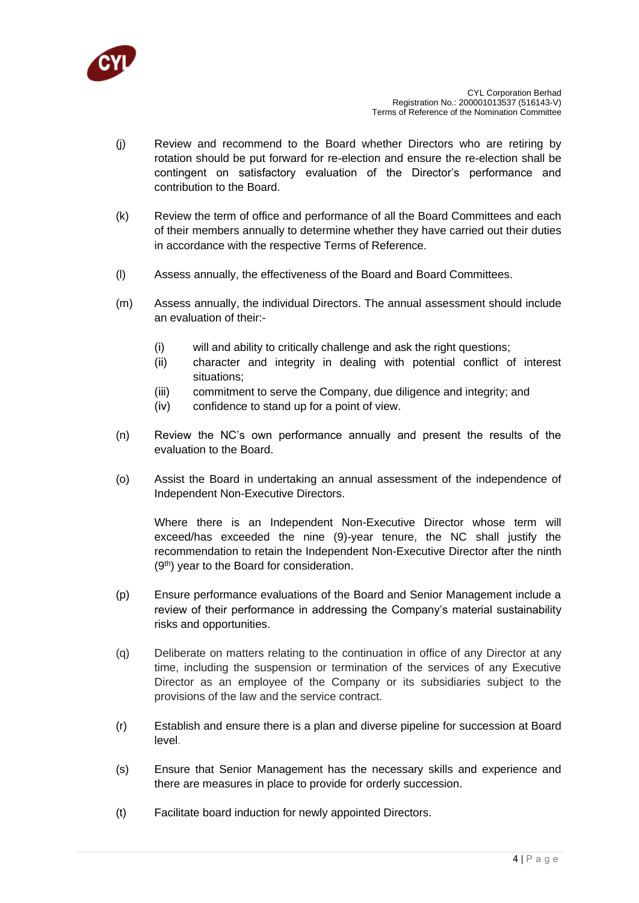(j) Review and recommend to the Board whether Directors who are retiring by rotation should be put forward for re-election and ensure the re-election shall be contingent on satisfactory evaluation of the Director's performance and contribution to the Board.

(k) Review the term of office and performance of all the Board Committees and each of their members annually to determine whether they have carried out their duties in accordance with the respective Terms of Reference.

(l) Assess annually, the effectiveness of the Board and Board Committees.

(m) Assess annually, the individual Directors. The annual assessment should include an evaluation of their:-

    (i) will and ability to critically challenge and ask the right questions;
    (ii) character and integrity in dealing with potential conflict of interest situations;
    (iii) commitment to serve the Company, due diligence and integrity; and
    (iv) confidence to stand up for a point of view.

(n) Review the NC's own performance annually and present the results of the evaluation to the Board.

(o) Assist the Board in undertaking an annual assessment of the independence of Independent Non-Executive Directors.

    Where there is an Independent Non-Executive Director whose term will exceed/has exceeded the nine (9)-year tenure, the NC shall justify the recommendation to retain the Independent Non-Executive Director after the ninth (9th) year to the Board for consideration.

(p) Ensure performance evaluations of the Board and Senior Management include a review of their performance in addressing the Company's material sustainability risks and opportunities.

(q) Deliberate on matters relating to the continuation in office of any Director at any time, including the suspension or termination of the services of any Executive Director as an employee of the Company or its subsidiaries subject to the provisions of the law and the service contract.

(r) Establish and ensure there is a plan and diverse pipeline for succession at Board level.

(s) Ensure that Senior Management has the necessary skills and experience and there are measures in place to provide for orderly succession.

(t) Facilitate board induction for newly appointed Directors.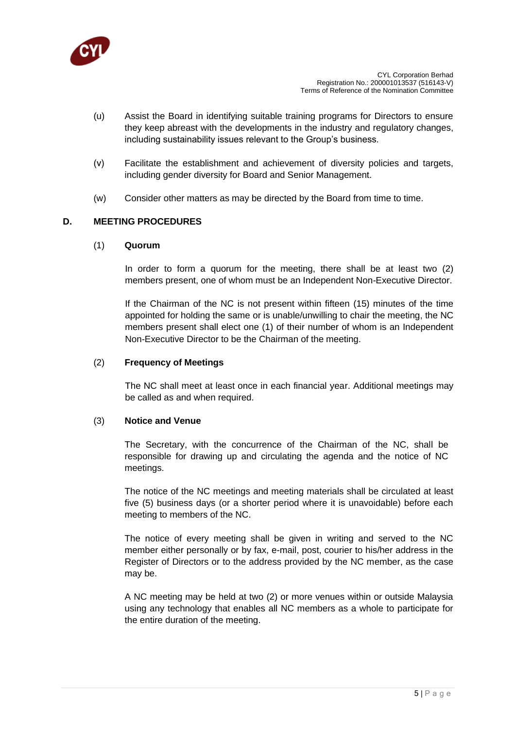(u) Assist the Board in identifying suitable training programs for Directors to ensure they keep abreast with the developments in the industry and regulatory changes, including sustainability issues relevant to the Group's business.

(v) Facilitate the establishment and achievement of diversity policies and targets, including gender diversity for Board and Senior Management.

(w) Consider other matters as may be directed by the Board from time to time.

## D. MEETING PROCEDURES

### (1) Quorum

In order to form a quorum for the meeting, there shall be at least two (2) members present, one of whom must be an Independent Non-Executive Director.

If the Chairman of the NC is not present within fifteen (15) minutes of the time appointed for holding the same or is unable/unwilling to chair the meeting, the NC members present shall elect one (1) of their number of whom is an Independent Non-Executive Director to be the Chairman of the meeting.

### (2) Frequency of Meetings

The NC shall meet at least once in each financial year. Additional meetings may be called as and when required.

### (3) Notice and Venue

The Secretary, with the concurrence of the Chairman of the NC, shall be responsible for drawing up and circulating the agenda and the notice of NC meetings.

The notice of the NC meetings and meeting materials shall be circulated at least five (5) business days (or a shorter period where it is unavoidable) before each meeting to members of the NC.

The notice of every meeting shall be given in writing and served to the NC member either personally or by fax, e-mail, post, courier to his/her address in the Register of Directors or to the address provided by the NC member, as the case may be.

A NC meeting may be held at two (2) or more venues within or outside Malaysia using any technology that enables all NC members as a whole to participate for the entire duration of the meeting.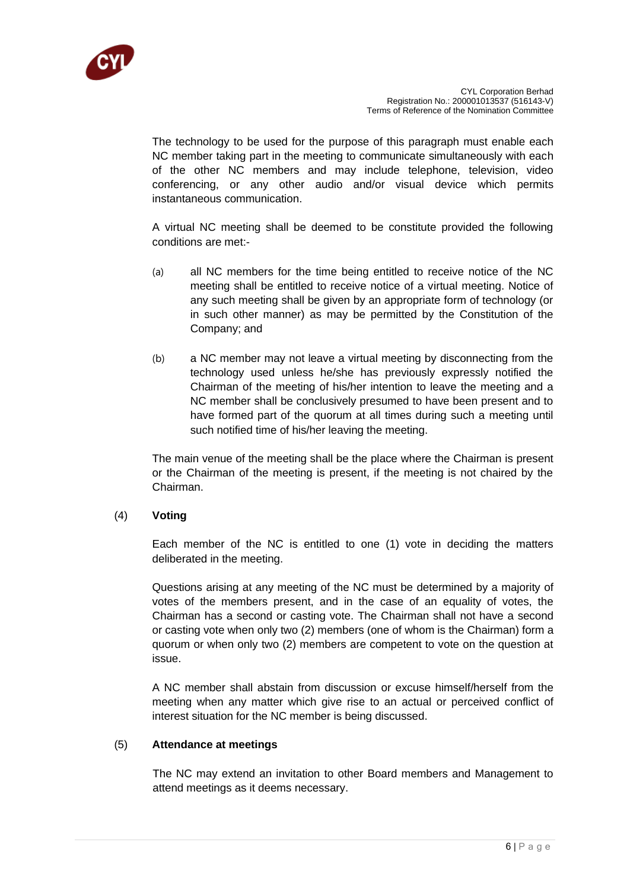The technology to be used for the purpose of this paragraph must enable each NC member taking part in the meeting to communicate simultaneously with each of the other NC members and may include telephone, television, video conferencing, or any other audio and/or visual device which permits instantaneous communication.

A virtual NC meeting shall be deemed to be constitute provided the following conditions are met:-

(a) all NC members for the time being entitled to receive notice of the NC meeting shall be entitled to receive notice of a virtual meeting. Notice of any such meeting shall be given by an appropriate form of technology (or in such other manner) as may be permitted by the Constitution of the Company; and

(b) a NC member may not leave a virtual meeting by disconnecting from the technology used unless he/she has previously expressly notified the Chairman of the meeting of his/her intention to leave the meeting and a NC member shall be conclusively presumed to have been present and to have formed part of the quorum at all times during such a meeting until such notified time of his/her leaving the meeting.

The main venue of the meeting shall be the place where the Chairman is present or the Chairman of the meeting is present, if the meeting is not chaired by the Chairman.

(4) **Voting**

Each member of the NC is entitled to one (1) vote in deciding the matters deliberated in the meeting.

Questions arising at any meeting of the NC must be determined by a majority of votes of the members present, and in the case of an equality of votes, the Chairman has a second or casting vote. The Chairman shall not have a second or casting vote when only two (2) members (one of whom is the Chairman) form a quorum or when only two (2) members are competent to vote on the question at issue.

A NC member shall abstain from discussion or excuse himself/herself from the meeting when any matter which give rise to an actual or perceived conflict of interest situation for the NC member is being discussed.

(5) **Attendance at meetings**

The NC may extend an invitation to other Board members and Management to attend meetings as it deems necessary.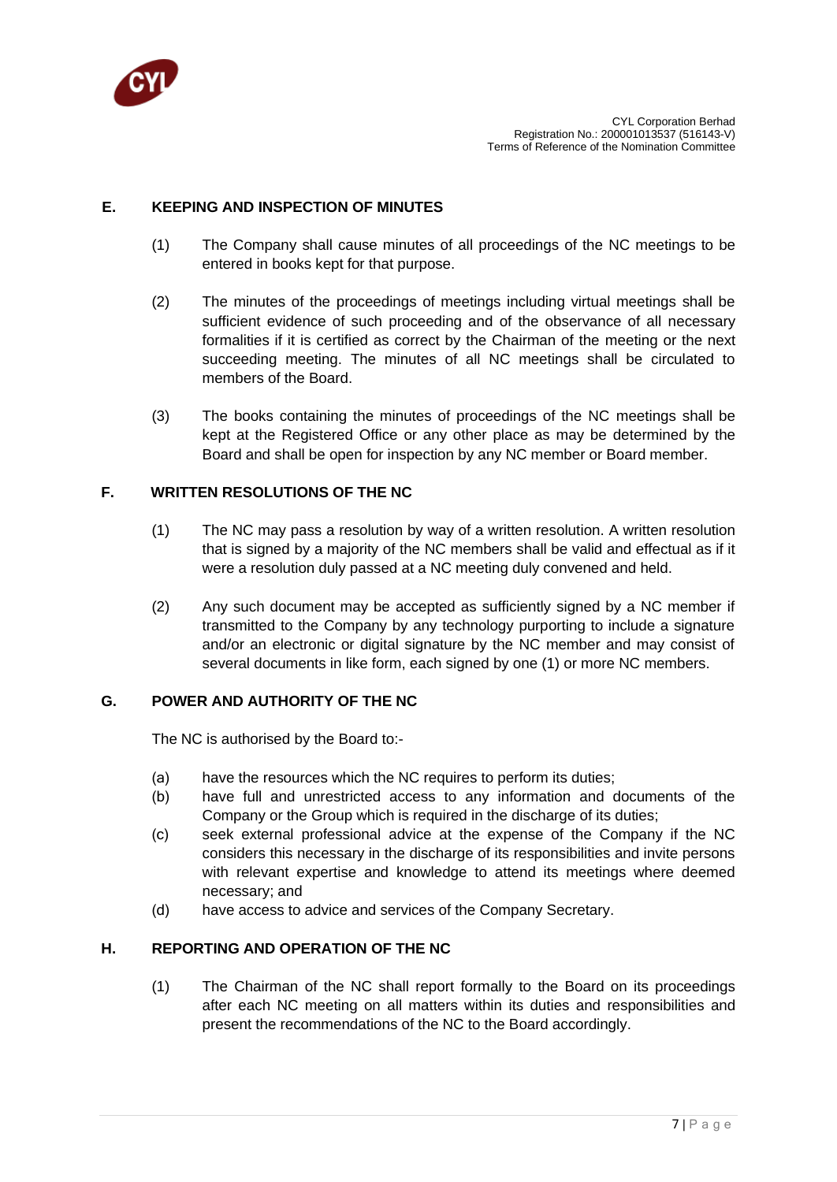## E. KEEPING AND INSPECTION OF MINUTES

(1) The Company shall cause minutes of all proceedings of the NC meetings to be entered in books kept for that purpose.

(2) The minutes of the proceedings of meetings including virtual meetings shall be sufficient evidence of such proceeding and of the observance of all necessary formalities if it is certified as correct by the Chairman of the meeting or the next succeeding meeting. The minutes of all NC meetings shall be circulated to members of the Board.

(3) The books containing the minutes of proceedings of the NC meetings shall be kept at the Registered Office or any other place as may be determined by the Board and shall be open for inspection by any NC member or Board member.

## F. WRITTEN RESOLUTIONS OF THE NC

(1) The NC may pass a resolution by way of a written resolution. A written resolution that is signed by a majority of the NC members shall be valid and effectual as if it were a resolution duly passed at a NC meeting duly convened and held.

(2) Any such document may be accepted as sufficiently signed by a NC member if transmitted to the Company by any technology purporting to include a signature and/or an electronic or digital signature by the NC member and may consist of several documents in like form, each signed by one (1) or more NC members.

## G. POWER AND AUTHORITY OF THE NC

The NC is authorised by the Board to:-

(a) have the resources which the NC requires to perform its duties;
(b) have full and unrestricted access to any information and documents of the Company or the Group which is required in the discharge of its duties;
(c) seek external professional advice at the expense of the Company if the NC considers this necessary in the discharge of its responsibilities and invite persons with relevant expertise and knowledge to attend its meetings where deemed necessary; and
(d) have access to advice and services of the Company Secretary.

## H. REPORTING AND OPERATION OF THE NC

(1) The Chairman of the NC shall report formally to the Board on its proceedings after each NC meeting on all matters within its duties and responsibilities and present the recommendations of the NC to the Board accordingly.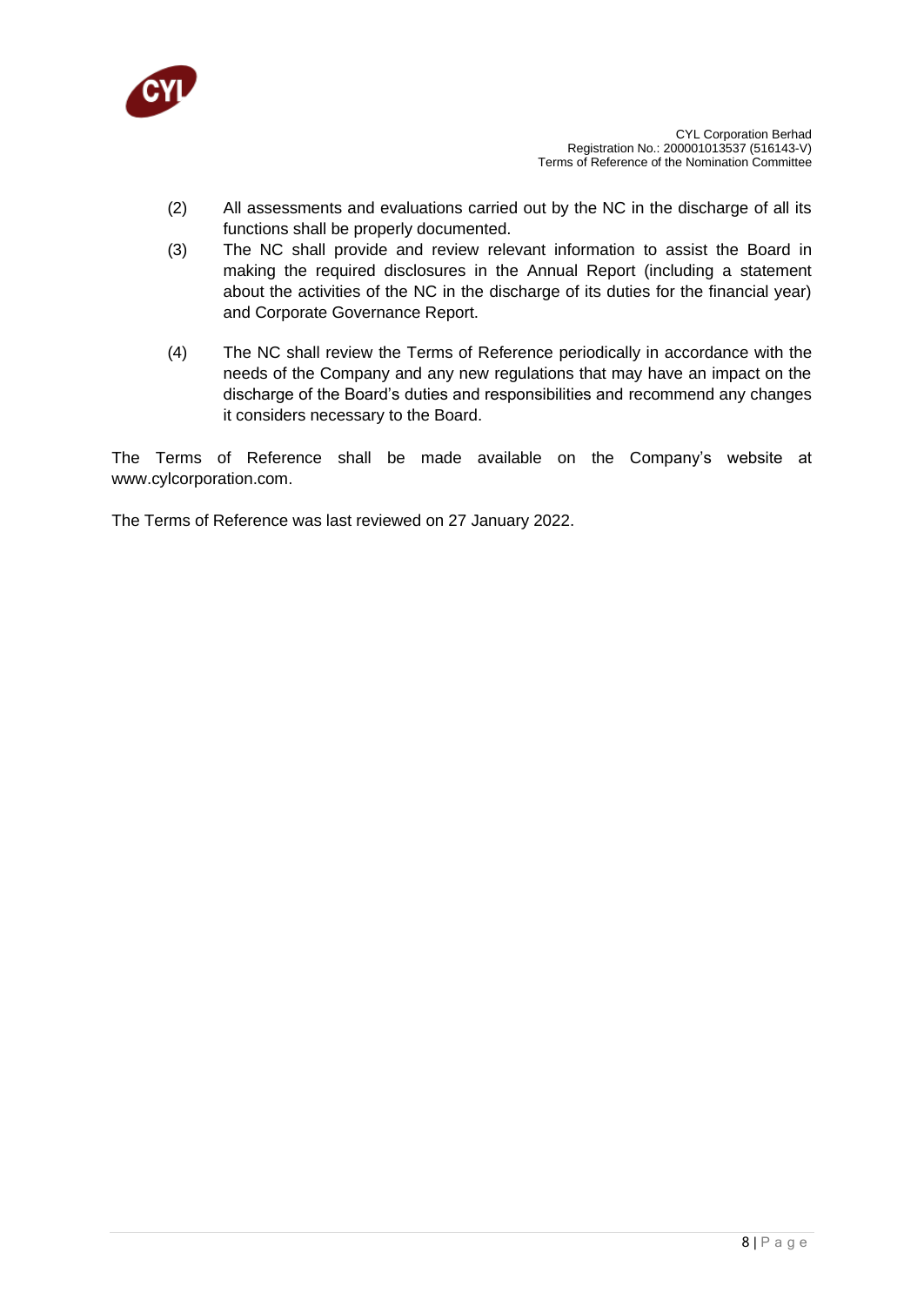(2) All assessments and evaluations carried out by the NC in the discharge of all its functions shall be properly documented.

(3) The NC shall provide and review relevant information to assist the Board in making the required disclosures in the Annual Report (including a statement about the activities of the NC in the discharge of its duties for the financial year) and Corporate Governance Report.

(4) The NC shall review the Terms of Reference periodically in accordance with the needs of the Company and any new regulations that may have an impact on the discharge of the Board's duties and responsibilities and recommend any changes it considers necessary to the Board.

The Terms of Reference shall be made available on the Company's website at www.cylcorporation.com.

The Terms of Reference was last reviewed on 27 January 2022.